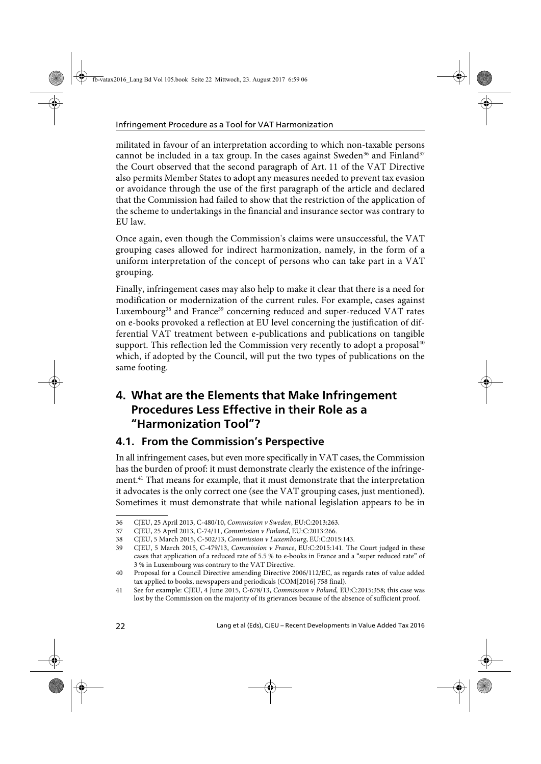militated in favour of an interpretation according to which non-taxable persons cannot be included in a tax group. In the cases against Sweden[36] and Finland[37] the Court observed that the second paragraph of Art. 11 of the VAT Directive also permits Member States to adopt any measures needed to prevent tax evasion or avoidance through the use of the first paragraph of the article and declared that the Commission had failed to show that the restriction of the application of the scheme to undertakings in the financial and insurance sector was contrary to EU law.

Once again, even though the Commission's claims were unsuccessful, the VAT grouping cases allowed for indirect harmonization, namely, in the form of a uniform interpretation of the concept of persons who can take part in a VAT grouping.

Finally, infringement cases may also help to make it clear that there is a need for modification or modernization of the current rules. For example, cases against Luxembourg[38] and France[39] concerning reduced and super-reduced VAT rates on e-books provoked a reflection at EU level concerning the justification of differential VAT treatment between e-publications and publications on tangible support. This reflection led the Commission very recently to adopt a proposal[40] which, if adopted by the Council, will put the two types of publications on the same footing.

## 4. What are the Elements that Make Infringement Procedures Less Effective in their Role as a "Harmonization Tool"?

### 4.1. From the Commission's Perspective

In all infringement cases, but even more specifically in VAT cases, the Commission has the burden of proof: it must demonstrate clearly the existence of the infringement.[41] That means for example, that it must demonstrate that the interpretation it advocates is the only correct one (see the VAT grouping cases, just mentioned). Sometimes it must demonstrate that while national legislation appears to be in

---

36 CJEU, 25 April 2013, C-480/10, *Commission v Sweden*, EU:C:2013:263.

37 CJEU, 25 April 2013, C-74/11, *Commission v Finland*, EU:C:2013:266.

38 CJEU, 5 March 2015, C-502/13, *Commission v Luxembourg*, EU:C:2015:143.

39 CJEU, 5 March 2015, C-479/13, *Commission v France*, EU:C:2015:141. The Court judged in these cases that application of a reduced rate of 5.5 % to e-books in France and a "super reduced rate" of 3 % in Luxembourg was contrary to the VAT Directive.

40 Proposal for a Council Directive amending Directive 2006/112/EC, as regards rates of value added tax applied to books, newspapers and periodicals (COM[2016] 758 final).

41 See for example: CJEU, 4 June 2015, C-678/13, *Commission v Poland,* EU:C:2015:358; this case was lost by the Commission on the majority of its grievances because of the absence of sufficient proof.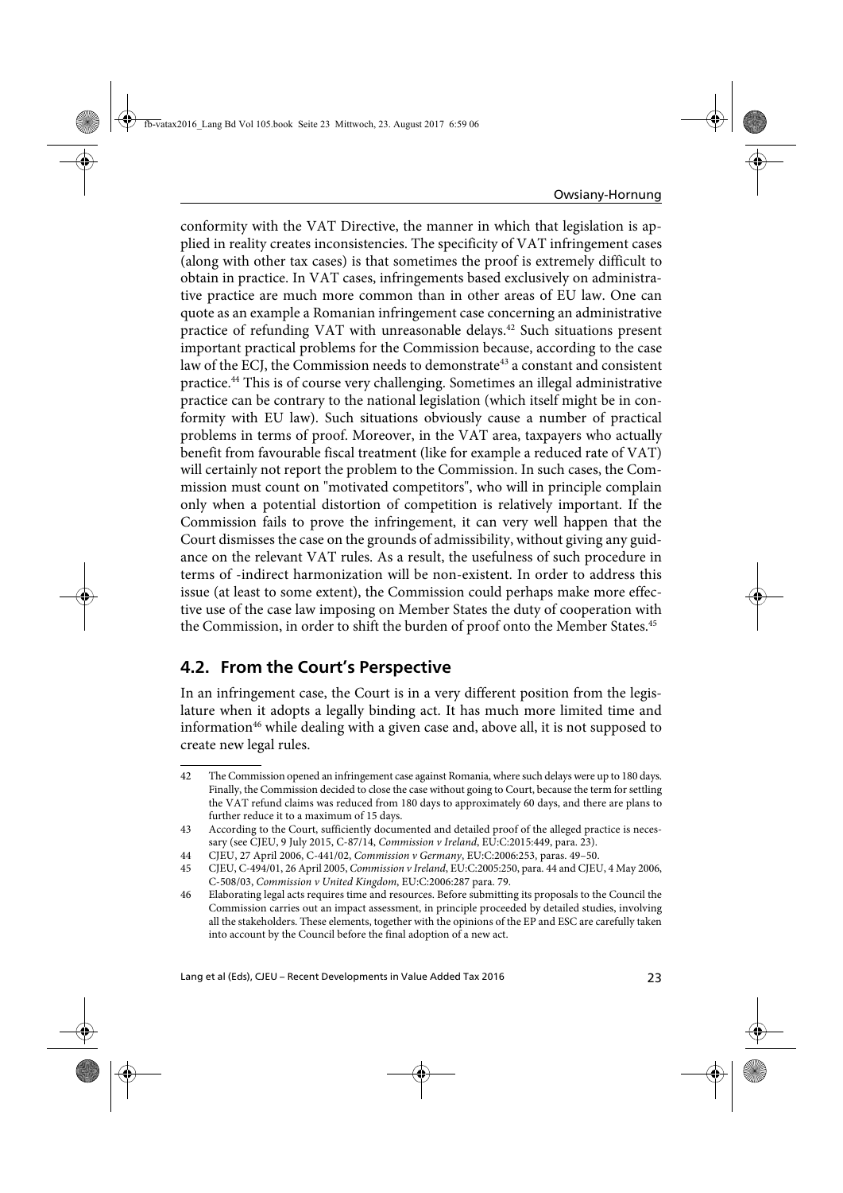conformity with the VAT Directive, the manner in which that legislation is applied in reality creates inconsistencies. The specificity of VAT infringement cases (along with other tax cases) is that sometimes the proof is extremely difficult to obtain in practice. In VAT cases, infringements based exclusively on administrative practice are much more common than in other areas of EU law. One can quote as an example a Romanian infringement case concerning an administrative practice of refunding VAT with unreasonable delays.[42] Such situations present important practical problems for the Commission because, according to the case law of the ECJ, the Commission needs to demonstrate[43] a constant and consistent practice.[44] This is of course very challenging. Sometimes an illegal administrative practice can be contrary to the national legislation (which itself might be in conformity with EU law). Such situations obviously cause a number of practical problems in terms of proof. Moreover, in the VAT area, taxpayers who actually benefit from favourable fiscal treatment (like for example a reduced rate of VAT) will certainly not report the problem to the Commission. In such cases, the Commission must count on "motivated competitors", who will in principle complain only when a potential distortion of competition is relatively important. If the Commission fails to prove the infringement, it can very well happen that the Court dismisses the case on the grounds of admissibility, without giving any guidance on the relevant VAT rules. As a result, the usefulness of such procedure in terms of -indirect harmonization will be non-existent. In order to address this issue (at least to some extent), the Commission could perhaps make more effective use of the case law imposing on Member States the duty of cooperation with the Commission, in order to shift the burden of proof onto the Member States.[45]

## 4.2. From the Court's Perspective

In an infringement case, the Court is in a very different position from the legislature when it adopts a legally binding act. It has much more limited time and information[46] while dealing with a given case and, above all, it is not supposed to create new legal rules.

---

42 The Commission opened an infringement case against Romania, where such delays were up to 180 days. Finally, the Commission decided to close the case without going to Court, because the term for settling the VAT refund claims was reduced from 180 days to approximately 60 days, and there are plans to further reduce it to a maximum of 15 days.

43 According to the Court, sufficiently documented and detailed proof of the alleged practice is necessary (see CJEU, 9 July 2015, C-87/14, *Commission v Ireland*, EU:C:2015:449, para. 23).

44 CJEU, 27 April 2006, C-441/02, *Commission v Germany*, EU:C:2006:253, paras. 49–50.

45 CJEU, C-494/01, 26 April 2005, *Commission v Ireland*, EU:C:2005:250, para. 44 and CJEU, 4 May 2006, C-508/03, *Commission v United Kingdom*, EU:C:2006:287 para. 79.

46 Elaborating legal acts requires time and resources. Before submitting its proposals to the Council the Commission carries out an impact assessment, in principle proceeded by detailed studies, involving all the stakeholders. These elements, together with the opinions of the EP and ESC are carefully taken into account by the Council before the final adoption of a new act.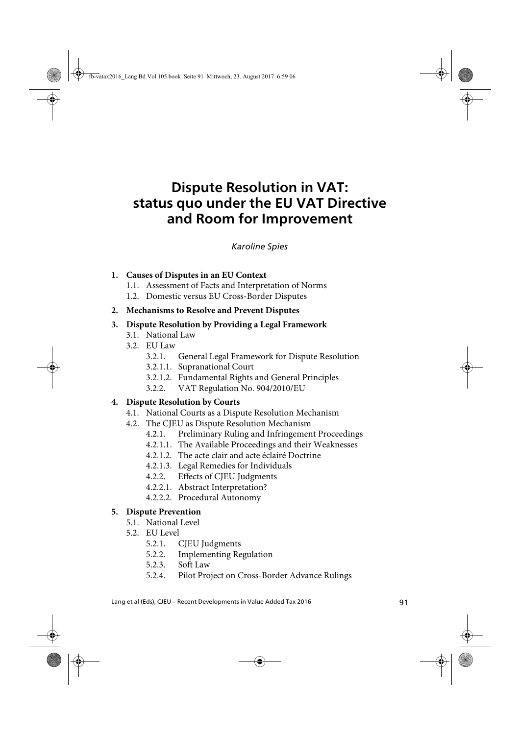# Dispute Resolution in VAT: status quo under the EU VAT Directive and Room for Improvement

*Karoline Spies*

**1. Causes of Disputes in an EU Context**
   - 1.1. Assessment of Facts and Interpretation of Norms
   - 1.2. Domestic versus EU Cross-Border Disputes

**2. Mechanisms to Resolve and Prevent Disputes**

**3. Dispute Resolution by Providing a Legal Framework**
   - 3.1. National Law
   - 3.2. EU Law
     - 3.2.1. General Legal Framework for Dispute Resolution
     - 3.2.1.1. Supranational Court
     - 3.2.1.2. Fundamental Rights and General Principles
     - 3.2.2. VAT Regulation No. 904/2010/EU

**4. Dispute Resolution by Courts**
   - 4.1. National Courts as a Dispute Resolution Mechanism
   - 4.2. The CJEU as Dispute Resolution Mechanism
     - 4.2.1. Preliminary Ruling and Infringement Proceedings
     - 4.2.1.1. The Available Proceedings and their Weaknesses
     - 4.2.1.2. The acte clair and acte éclairé Doctrine
     - 4.2.1.3. Legal Remedies for Individuals
     - 4.2.2. Effects of CJEU Judgments
     - 4.2.2.1. Abstract Interpretation?
     - 4.2.2.2. Procedural Autonomy

**5. Dispute Prevention**
   - 5.1. National Level
   - 5.2. EU Level
     - 5.2.1. CJEU Judgments
     - 5.2.2. Implementing Regulation
     - 5.2.3. Soft Law
     - 5.2.4. Pilot Project on Cross-Border Advance Rulings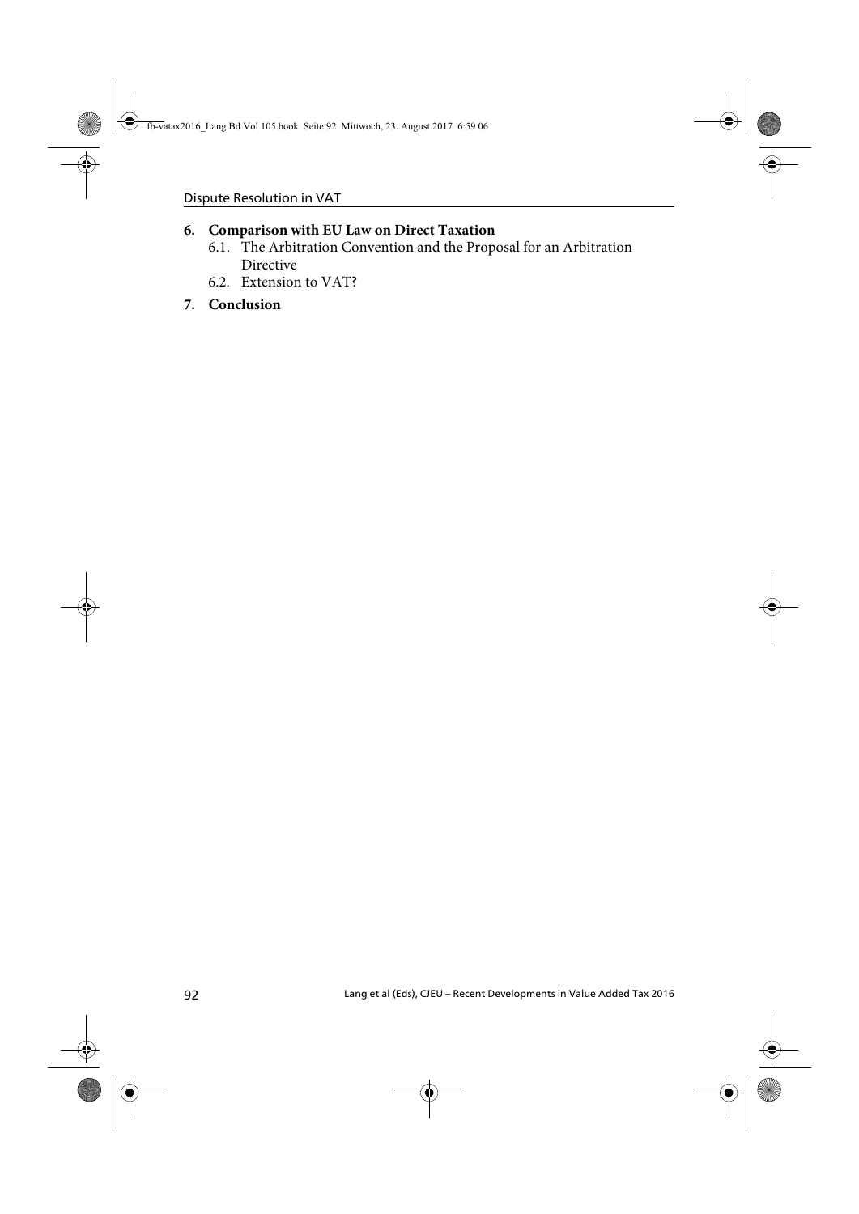**6. Comparison with EU Law on Direct Taxation**

- 6.1. The Arbitration Convention and the Proposal for an Arbitration Directive
- 6.2. Extension to VAT?

**7. Conclusion**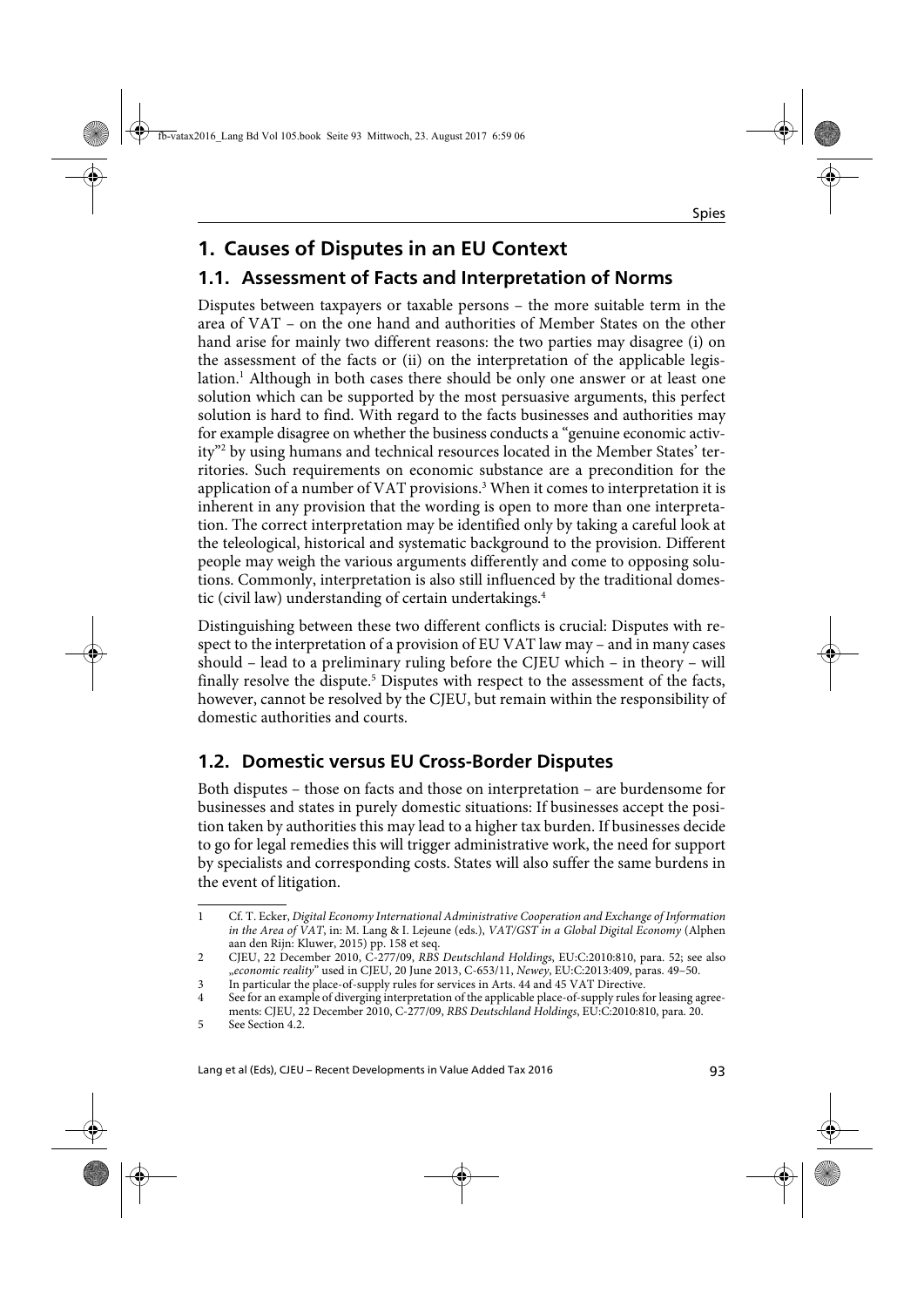# 1. Causes of Disputes in an EU Context

## 1.1. Assessment of Facts and Interpretation of Norms

Disputes between taxpayers or taxable persons – the more suitable term in the area of VAT – on the one hand and authorities of Member States on the other hand arise for mainly two different reasons: the two parties may disagree (i) on the assessment of the facts or (ii) on the interpretation of the applicable legislation.[1] Although in both cases there should be only one answer or at least one solution which can be supported by the most persuasive arguments, this perfect solution is hard to find. With regard to the facts businesses and authorities may for example disagree on whether the business conducts a "genuine economic activity"[2] by using humans and technical resources located in the Member States' territories. Such requirements on economic substance are a precondition for the application of a number of VAT provisions.[3] When it comes to interpretation it is inherent in any provision that the wording is open to more than one interpretation. The correct interpretation may be identified only by taking a careful look at the teleological, historical and systematic background to the provision. Different people may weigh the various arguments differently and come to opposing solutions. Commonly, interpretation is also still influenced by the traditional domestic (civil law) understanding of certain undertakings.[4]

Distinguishing between these two different conflicts is crucial: Disputes with respect to the interpretation of a provision of EU VAT law may – and in many cases should – lead to a preliminary ruling before the CJEU which – in theory – will finally resolve the dispute.[5] Disputes with respect to the assessment of the facts, however, cannot be resolved by the CJEU, but remain within the responsibility of domestic authorities and courts.

## 1.2. Domestic versus EU Cross-Border Disputes

Both disputes – those on facts and those on interpretation – are burdensome for businesses and states in purely domestic situations: If businesses accept the position taken by authorities this may lead to a higher tax burden. If businesses decide to go for legal remedies this will trigger administrative work, the need for support by specialists and corresponding costs. States will also suffer the same burdens in the event of litigation.

---

1 Cf. T. Ecker, *Digital Economy International Administrative Cooperation and Exchange of Information in the Area of VAT*, in: M. Lang & I. Lejeune (eds.), *VAT/GST in a Global Digital Economy* (Alphen aan den Rijn: Kluwer, 2015) pp. 158 et seq.

2 CJEU, 22 December 2010, C-277/09, *RBS Deutschland Holdings*, EU:C:2010:810, para. 52; see also „*economic reality*" used in CJEU, 20 June 2013, C-653/11, *Newey*, EU:C:2013:409, paras. 49–50.

3 In particular the place-of-supply rules for services in Arts. 44 and 45 VAT Directive.

4 See for an example of diverging interpretation of the applicable place-of-supply rules for leasing agreements: CJEU, 22 December 2010, C-277/09, *RBS Deutschland Holdings*, EU:C:2010:810, para. 20.

5 See Section 4.2.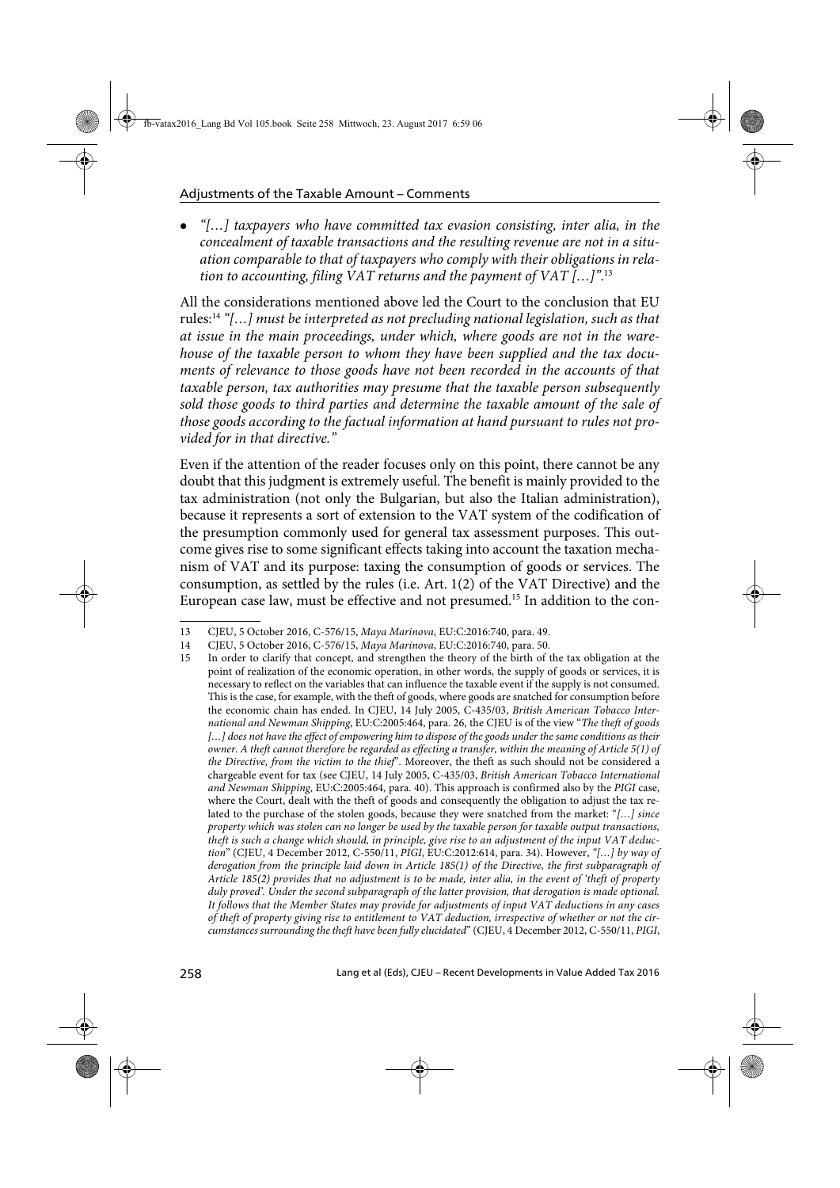- *"[…] taxpayers who have committed tax evasion consisting, inter alia, in the concealment of taxable transactions and the resulting revenue are not in a situation comparable to that of taxpayers who comply with their obligations in relation to accounting, filing VAT returns and the payment of VAT […]"*.[13]

All the considerations mentioned above led the Court to the conclusion that EU rules:[14] *"[…] must be interpreted as not precluding national legislation, such as that at issue in the main proceedings, under which, where goods are not in the warehouse of the taxable person to whom they have been supplied and the tax documents of relevance to those goods have not been recorded in the accounts of that taxable person, tax authorities may presume that the taxable person subsequently sold those goods to third parties and determine the taxable amount of the sale of those goods according to the factual information at hand pursuant to rules not provided for in that directive."*

Even if the attention of the reader focuses only on this point, there cannot be any doubt that this judgment is extremely useful. The benefit is mainly provided to the tax administration (not only the Bulgarian, but also the Italian administration), because it represents a sort of extension to the VAT system of the codification of the presumption commonly used for general tax assessment purposes. This outcome gives rise to some significant effects taking into account the taxation mechanism of VAT and its purpose: taxing the consumption of goods or services. The consumption, as settled by the rules (i.e. Art. 1(2) of the VAT Directive) and the European case law, must be effective and not presumed.[15] In addition to the con-

---

13 CJEU, 5 October 2016, C-576/15, *Maya Marinova*, EU:C:2016:740, para. 49.

14 CJEU, 5 October 2016, C-576/15, *Maya Marinova*, EU:C:2016:740, para. 50.

15 In order to clarify that concept, and strengthen the theory of the birth of the tax obligation at the point of realization of the economic operation, in other words, the supply of goods or services, it is necessary to reflect on the variables that can influence the taxable event if the supply is not consumed. This is the case, for example, with the theft of goods, where goods are snatched for consumption before the economic chain has ended. In CJEU, 14 July 2005, C-435/03, *British American Tobacco International and Newman Shipping*, EU:C:2005:464, para. 26, the CJEU is of the view "*The theft of goods […] does not have the effect of empowering him to dispose of the goods under the same conditions as their owner. A theft cannot therefore be regarded as effecting a transfer, within the meaning of Article 5(1) of the Directive, from the victim to the thief*". Moreover, the theft as such should not be considered a chargeable event for tax (see CJEU, 14 July 2005, C-435/03, *British American Tobacco International and Newman Shipping*, EU:C:2005:464, para. 40). This approach is confirmed also by the *PIGI* case, where the Court, dealt with the theft of goods and consequently the obligation to adjust the tax related to the purchase of the stolen goods, because they were snatched from the market: "*[…] since property which was stolen can no longer be used by the taxable person for taxable output transactions, theft is such a change which should, in principle, give rise to an adjustment of the input VAT deduction*" (CJEU, 4 December 2012, C-550/11, *PIGI*, EU:C:2012:614, para. 34). However, *"[…] by way of derogation from the principle laid down in Article 185(1) of the Directive, the first subparagraph of Article 185(2) provides that no adjustment is to be made, inter alia, in the event of 'theft of property duly proved'. Under the second subparagraph of the latter provision, that derogation is made optional. It follows that the Member States may provide for adjustments of input VAT deductions in any cases of theft of property giving rise to entitlement to VAT deduction, irrespective of whether or not the circumstances surrounding the theft have been fully elucidated*" (CJEU, 4 December 2012, C-550/11, *PIGI*,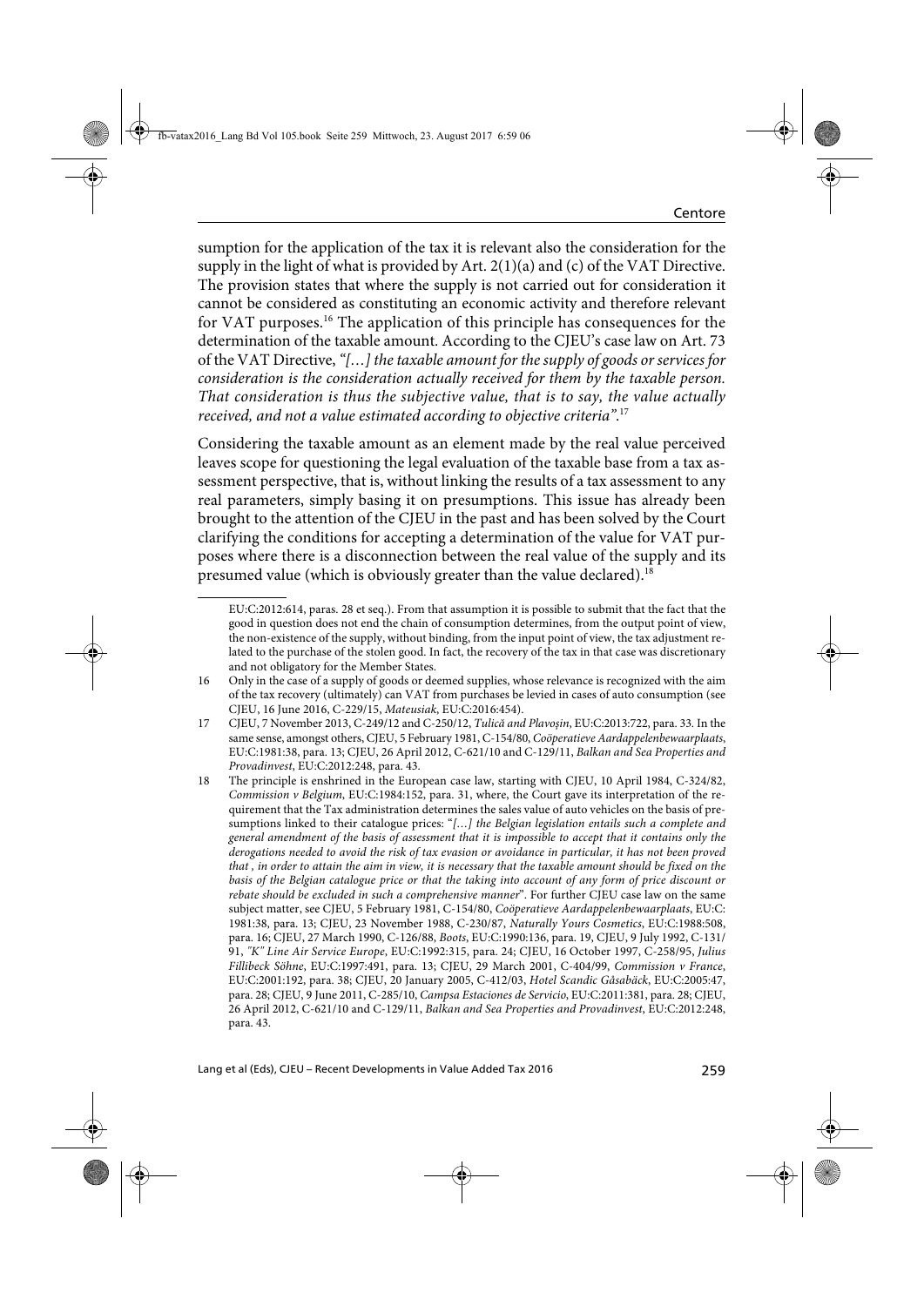sumption for the application of the tax it is relevant also the consideration for the supply in the light of what is provided by Art. 2(1)(a) and (c) of the VAT Directive. The provision states that where the supply is not carried out for consideration it cannot be considered as constituting an economic activity and therefore relevant for VAT purposes.[16] The application of this principle has consequences for the determination of the taxable amount. According to the CJEU's case law on Art. 73 of the VAT Directive, "*[…] the taxable amount for the supply of goods or services for consideration is the consideration actually received for them by the taxable person. That consideration is thus the subjective value, that is to say, the value actually received, and not a value estimated according to objective criteria*".[17]

Considering the taxable amount as an element made by the real value perceived leaves scope for questioning the legal evaluation of the taxable base from a tax assessment perspective, that is, without linking the results of a tax assessment to any real parameters, simply basing it on presumptions. This issue has already been brought to the attention of the CJEU in the past and has been solved by the Court clarifying the conditions for accepting a determination of the value for VAT purposes where there is a disconnection between the real value of the supply and its presumed value (which is obviously greater than the value declared).[18]

---

EU:C:2012:614, paras. 28 et seq.). From that assumption it is possible to submit that the fact that the good in question does not end the chain of consumption determines, from the output point of view, the non-existence of the supply, without binding, from the input point of view, the tax adjustment related to the purchase of the stolen good. In fact, the recovery of the tax in that case was discretionary and not obligatory for the Member States.

16 Only in the case of a supply of goods or deemed supplies, whose relevance is recognized with the aim of the tax recovery (ultimately) can VAT from purchases be levied in cases of auto consumption (see CJEU, 16 June 2016, C-229/15, *Mateusiak*, EU:C:2016:454).

17 CJEU, 7 November 2013, C-249/12 and C-250/12, *Tulică and Plavoşin*, EU:C:2013:722, para. 33. In the same sense, amongst others, CJEU, 5 February 1981, C-154/80, *Coöperatieve Aardappelenbewaarplaats*, EU:C:1981:38, para. 13; CJEU, 26 April 2012, C-621/10 and C-129/11, *Balkan and Sea Properties and Provadinvest*, EU:C:2012:248, para. 43.

18 The principle is enshrined in the European case law, starting with CJEU, 10 April 1984, C-324/82, *Commission v Belgium*, EU:C:1984:152, para. 31, where, the Court gave its interpretation of the requirement that the Tax administration determines the sales value of auto vehicles on the basis of presumptions linked to their catalogue prices: "*[…] the Belgian legislation entails such a complete and general amendment of the basis of assessment that it is impossible to accept that it contains only the derogations needed to avoid the risk of tax evasion or avoidance in particular, it has not been proved that , in order to attain the aim in view, it is necessary that the taxable amount should be fixed on the basis of the Belgian catalogue price or that the taking into account of any form of price discount or rebate should be excluded in such a comprehensive manner*". For further CJEU case law on the same subject matter, see CJEU, 5 February 1981, C-154/80, *Coöperatieve Aardappelenbewaarplaats*, EU:C:1981:38, para. 13; CJEU, 23 November 1988, C-230/87, *Naturally Yours Cosmetics*, EU:C:1988:508, para. 16; CJEU, 27 March 1990, C-126/88, *Boots*, EU:C:1990:136, para. 19, CJEU, 9 July 1992, C-131/91, *"K" Line Air Service Europe*, EU:C:1992:315, para. 24; CJEU, 16 October 1997, C-258/95, *Julius Fillibeck Söhne*, EU:C:1997:491, para. 13; CJEU, 29 March 2001, C-404/99, *Commission v France*, EU:C:2001:192, para. 38; CJEU, 20 January 2005, C-412/03, *Hotel Scandic Gåsabäck*, EU:C:2005:47, para. 28; CJEU, 9 June 2011, C-285/10, *Campsa Estaciones de Servicio*, EU:C:2011:381, para. 28; CJEU, 26 April 2012, C-621/10 and C-129/11, *Balkan and Sea Properties and Provadinvest*, EU:C:2012:248, para. 43.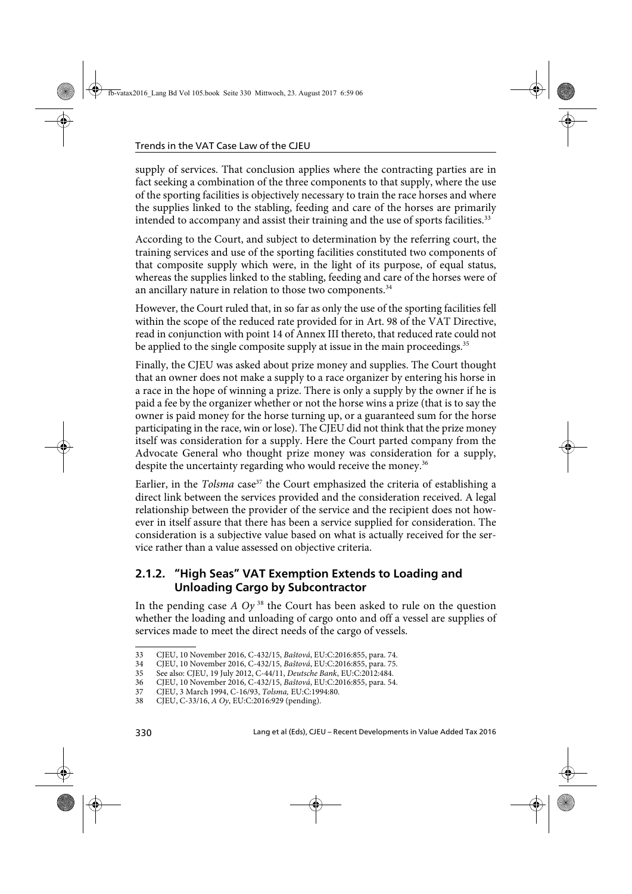supply of services. That conclusion applies where the contracting parties are in fact seeking a combination of the three components to that supply, where the use of the sporting facilities is objectively necessary to train the race horses and where the supplies linked to the stabling, feeding and care of the horses are primarily intended to accompany and assist their training and the use of sports facilities.[33]

According to the Court, and subject to determination by the referring court, the training services and use of the sporting facilities constituted two components of that composite supply which were, in the light of its purpose, of equal status, whereas the supplies linked to the stabling, feeding and care of the horses were of an ancillary nature in relation to those two components.[34]

However, the Court ruled that, in so far as only the use of the sporting facilities fell within the scope of the reduced rate provided for in Art. 98 of the VAT Directive, read in conjunction with point 14 of Annex III thereto, that reduced rate could not be applied to the single composite supply at issue in the main proceedings.[35]

Finally, the CJEU was asked about prize money and supplies. The Court thought that an owner does not make a supply to a race organizer by entering his horse in a race in the hope of winning a prize. There is only a supply by the owner if he is paid a fee by the organizer whether or not the horse wins a prize (that is to say the owner is paid money for the horse turning up, or a guaranteed sum for the horse participating in the race, win or lose). The CJEU did not think that the prize money itself was consideration for a supply. Here the Court parted company from the Advocate General who thought prize money was consideration for a supply, despite the uncertainty regarding who would receive the money.[36]

Earlier, in the *Tolsma* case[37] the Court emphasized the criteria of establishing a direct link between the services provided and the consideration received. A legal relationship between the provider of the service and the recipient does not however in itself assure that there has been a service supplied for consideration. The consideration is a subjective value based on what is actually received for the service rather than a value assessed on objective criteria.

### 2.1.2. "High Seas" VAT Exemption Extends to Loading and Unloading Cargo by Subcontractor

In the pending case *A Oy*[38] the Court has been asked to rule on the question whether the loading and unloading of cargo onto and off a vessel are supplies of services made to meet the direct needs of the cargo of vessels.

---

33 CJEU, 10 November 2016, C-432/15, *Baštová*, EU:C:2016:855, para. 74.
34 CJEU, 10 November 2016, C-432/15, *Baštová*, EU:C:2016:855, para. 75.
35 See also: CJEU, 19 July 2012, C-44/11, *Deutsche Bank*, EU:C:2012:484.
36 CJEU, 10 November 2016, C-432/15, *Baštová*, EU:C:2016:855, para. 54.
37 CJEU, 3 March 1994, C-16/93, *Tolsma,* EU:C:1994:80.
38 CJEU, C-33/16, *A Oy*, EU:C:2016:929 (pending).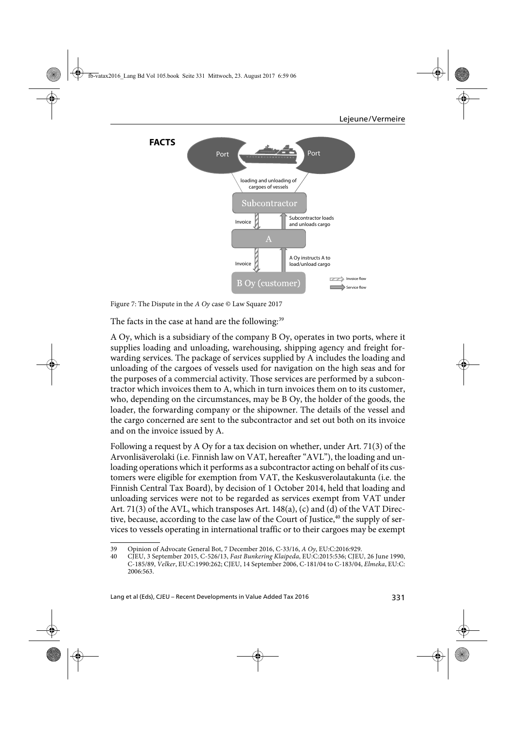**FACTS**

Figure 7: The Dispute in the *A Oy* case © Law Square 2017

The facts in the case at hand are the following:[39]

A Oy, which is a subsidiary of the company B Oy, operates in two ports, where it supplies loading and unloading, warehousing, shipping agency and freight forwarding services. The package of services supplied by A includes the loading and unloading of the cargoes of vessels used for navigation on the high seas and for the purposes of a commercial activity. Those services are performed by a subcontractor which invoices them to A, which in turn invoices them on to its customer, who, depending on the circumstances, may be B Oy, the holder of the goods, the loader, the forwarding company or the shipowner. The details of the vessel and the cargo concerned are sent to the subcontractor and set out both on its invoice and on the invoice issued by A.

Following a request by A Oy for a tax decision on whether, under Art. 71(3) of the Arvonlisäverolaki (i.e. Finnish law on VAT, hereafter "AVL"), the loading and unloading operations which it performs as a subcontractor acting on behalf of its customers were eligible for exemption from VAT, the Keskusverolautakunta (i.e. the Finnish Central Tax Board), by decision of 1 October 2014, held that loading and unloading services were not to be regarded as services exempt from VAT under Art. 71(3) of the AVL, which transposes Art. 148(a), (c) and (d) of the VAT Directive, because, according to the case law of the Court of Justice,[40] the supply of services to vessels operating in international traffic or to their cargoes may be exempt

---

39 Opinion of Advocate General Bot, 7 December 2016, C-33/16, *A Oy*, EU:C:2016:929.

40 CJEU, 3 September 2015, C-526/13, *Fast Bunkering Klaipeda*, EU:C:2015:536; CJEU, 26 June 1990, C-185/89, *Velker*, EU:C:1990:262; CJEU, 14 September 2006, C-181/04 to C-183/04, *Elmeka*, EU:C:2006:563.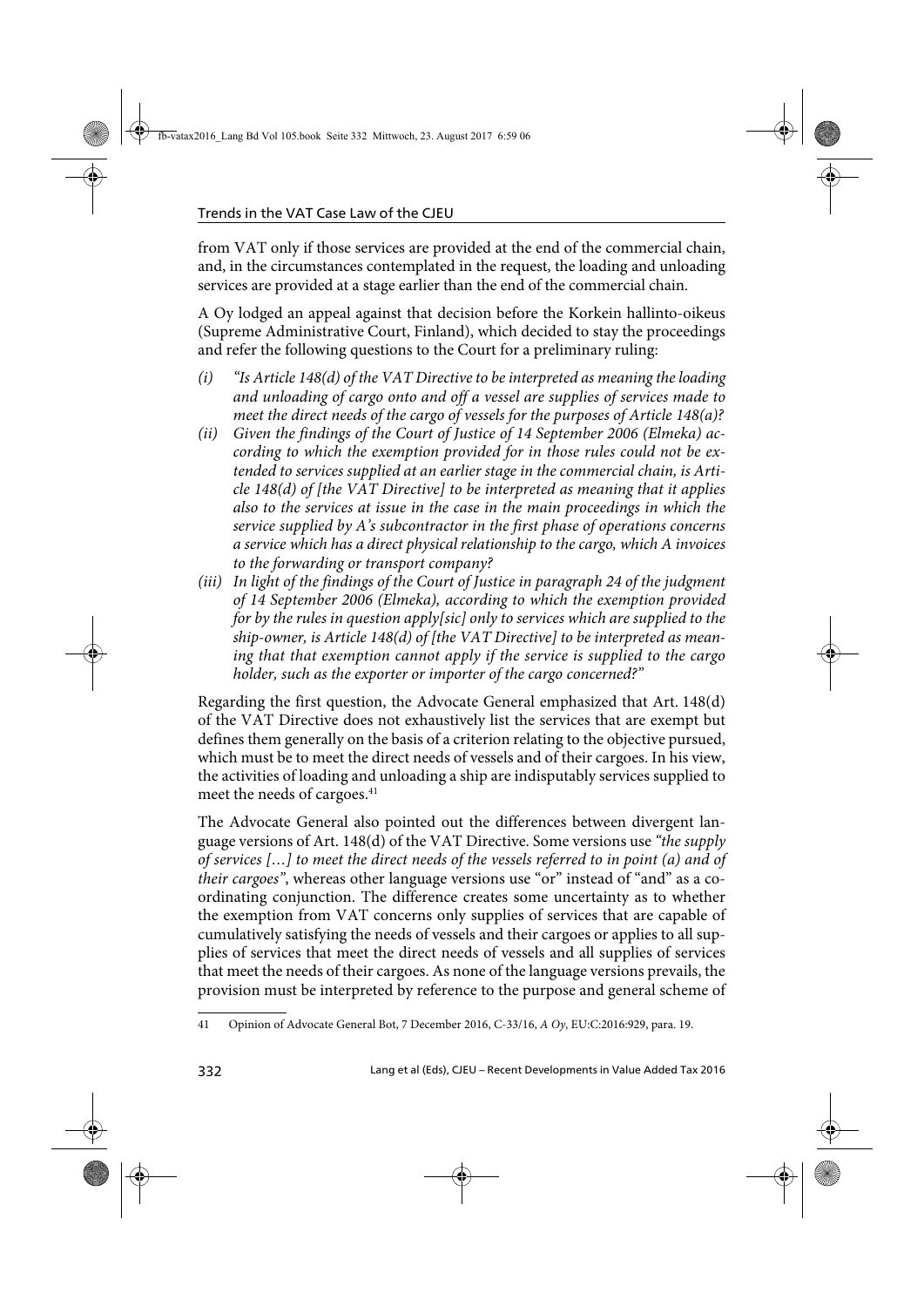from VAT only if those services are provided at the end of the commercial chain, and, in the circumstances contemplated in the request, the loading and unloading services are provided at a stage earlier than the end of the commercial chain.

A Oy lodged an appeal against that decision before the Korkein hallinto-oikeus (Supreme Administrative Court, Finland), which decided to stay the proceedings and refer the following questions to the Court for a preliminary ruling:

- (i) *"Is Article 148(d) of the VAT Directive to be interpreted as meaning the loading and unloading of cargo onto and off a vessel are supplies of services made to meet the direct needs of the cargo of vessels for the purposes of Article 148(a)?*
- (ii) *Given the findings of the Court of Justice of 14 September 2006 (Elmeka) according to which the exemption provided for in those rules could not be extended to services supplied at an earlier stage in the commercial chain, is Article 148(d) of [the VAT Directive] to be interpreted as meaning that it applies also to the services at issue in the case in the main proceedings in which the service supplied by A's subcontractor in the first phase of operations concerns a service which has a direct physical relationship to the cargo, which A invoices to the forwarding or transport company?*
- (iii) *In light of the findings of the Court of Justice in paragraph 24 of the judgment of 14 September 2006 (Elmeka), according to which the exemption provided for by the rules in question apply[sic] only to services which are supplied to the ship-owner, is Article 148(d) of [the VAT Directive] to be interpreted as meaning that that exemption cannot apply if the service is supplied to the cargo holder, such as the exporter or importer of the cargo concerned?"*

Regarding the first question, the Advocate General emphasized that Art. 148(d) of the VAT Directive does not exhaustively list the services that are exempt but defines them generally on the basis of a criterion relating to the objective pursued, which must be to meet the direct needs of vessels and of their cargoes. In his view, the activities of loading and unloading a ship are indisputably services supplied to meet the needs of cargoes.[41]

The Advocate General also pointed out the differences between divergent language versions of Art. 148(d) of the VAT Directive. Some versions use *"the supply of services […] to meet the direct needs of the vessels referred to in point (a) and of their cargoes"*, whereas other language versions use "or" instead of "and" as a coordinating conjunction. The difference creates some uncertainty as to whether the exemption from VAT concerns only supplies of services that are capable of cumulatively satisfying the needs of vessels and their cargoes or applies to all supplies of services that meet the direct needs of vessels and all supplies of services that meet the needs of their cargoes. As none of the language versions prevails, the provision must be interpreted by reference to the purpose and general scheme of

---

41 Opinion of Advocate General Bot, 7 December 2016, C-33/16, *A Oy*, EU:C:2016:929, para. 19.